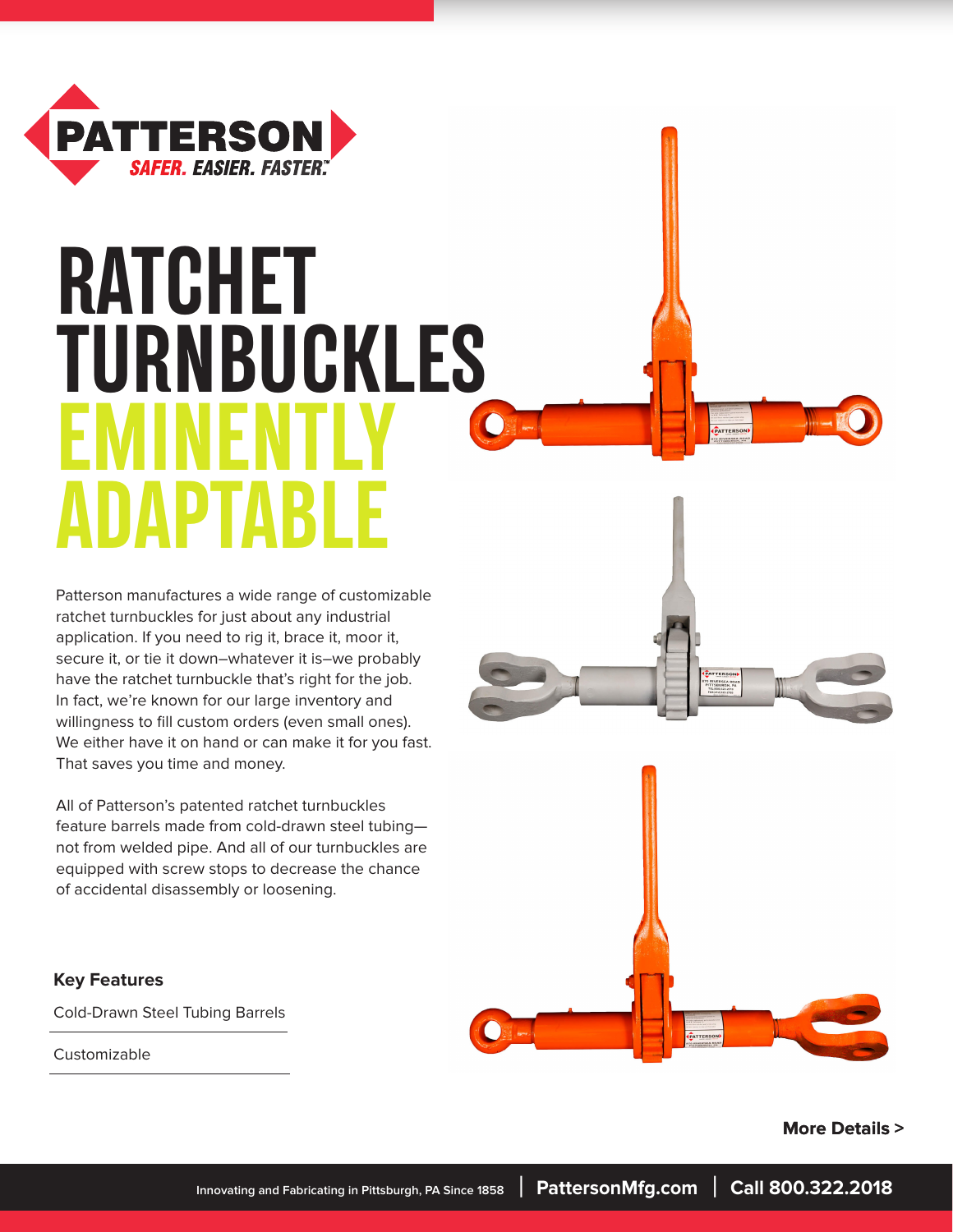PATTERSON

SAFER. EASIER. FASTER.™

# RATCHET TURNBUCKLES EMINENTLY ADAPTABLE

Patterson manufactures a wide range of customizable ratchet turnbuckles for just about any industrial application. If you need to rig it, brace it, moor it, secure it, or tie it down–whatever it is–we probably have the ratchet turnbuckle that's right for the job. In fact, we're known for our large inventory and willingness to fill custom orders (even small ones). We either have it on hand or can make it for you fast. That saves you time and money.

All of Patterson's patented ratchet turnbuckles feature barrels made from cold-drawn steel tubing—not from welded pipe. And all of our turnbuckles are equipped with screw stops to decrease the chance of accidental disassembly or loosening.

### Key Features

- Cold-Drawn Steel Tubing Barrels
- Customizable

**More Details >**

Innovating and Fabricating in Pittsburgh, PA Since 1858 | **PattersonMfg.com** | **Call 800.322.2018**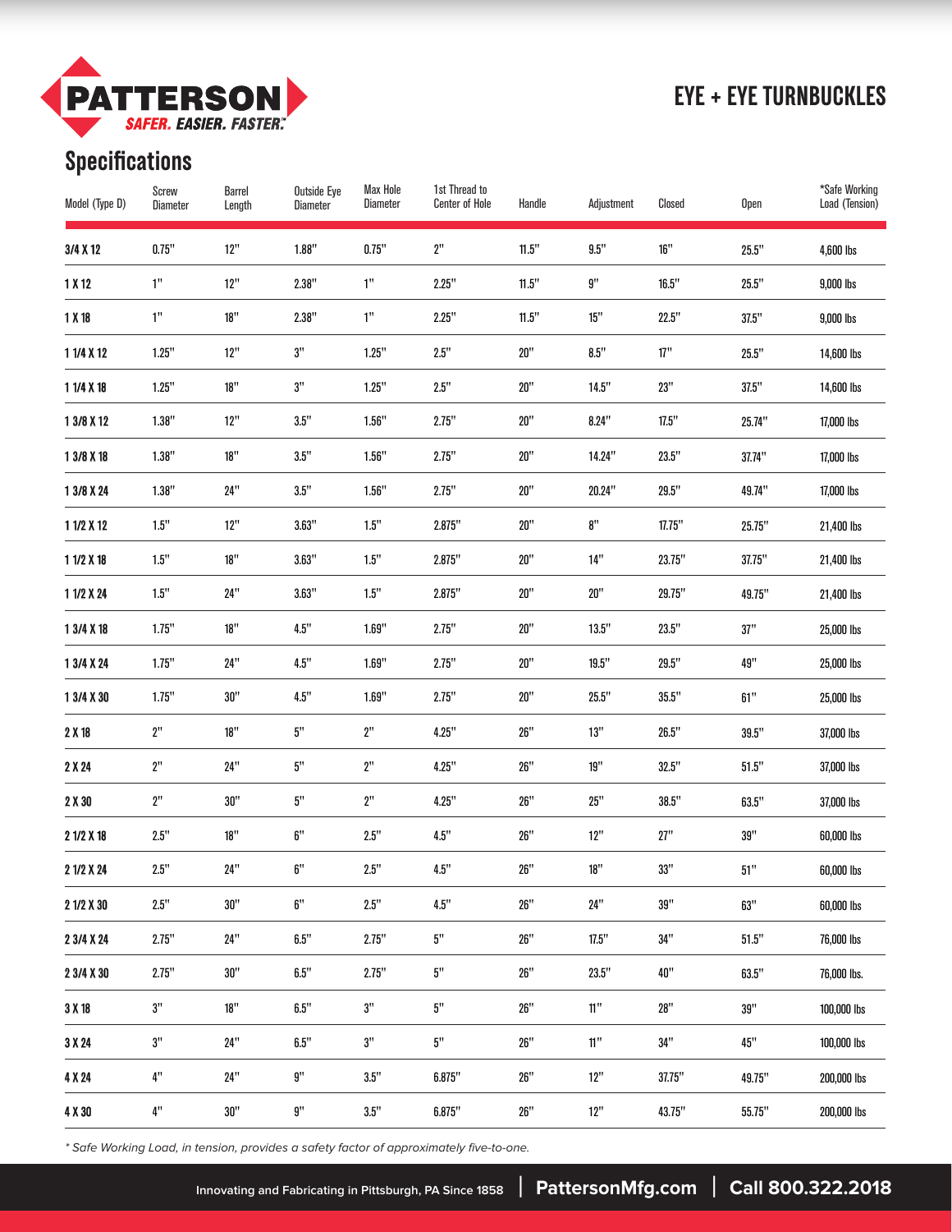# EYE + EYE TURNBUCKLES

## Specifications

| Model (Type D) | Screw Diameter | Barrel Length | Outside Eye Diameter | Max Hole Diameter | 1st Thread to Center of Hole | Handle | Adjustment | Closed | Open | *Safe Working Load (Tension) |
|---|---|---|---|---|---|---|---|---|---|---|
| 3/4 X 12 | 0.75" | 12" | 1.88" | 0.75" | 2" | 11.5" | 9.5" | 16" | 25.5" | 4,600 lbs |
| 1 X 12 | 1" | 12" | 2.38" | 1" | 2.25" | 11.5" | 9" | 16.5" | 25.5" | 9,000 lbs |
| 1 X 18 | 1" | 18" | 2.38" | 1" | 2.25" | 11.5" | 15" | 22.5" | 37.5" | 9,000 lbs |
| 1 1/4 X 12 | 1.25" | 12" | 3" | 1.25" | 2.5" | 20" | 8.5" | 17" | 25.5" | 14,600 lbs |
| 1 1/4 X 18 | 1.25" | 18" | 3" | 1.25" | 2.5" | 20" | 14.5" | 23" | 37.5" | 14,600 lbs |
| 1 3/8 X 12 | 1.38" | 12" | 3.5" | 1.56" | 2.75" | 20" | 8.24" | 17.5" | 25.74" | 17,000 lbs |
| 1 3/8 X 18 | 1.38" | 18" | 3.5" | 1.56" | 2.75" | 20" | 14.24" | 23.5" | 37.74" | 17,000 lbs |
| 1 3/8 X 24 | 1.38" | 24" | 3.5" | 1.56" | 2.75" | 20" | 20.24" | 29.5" | 49.74" | 17,000 lbs |
| 1 1/2 X 12 | 1.5" | 12" | 3.63" | 1.5" | 2.875" | 20" | 8" | 17.75" | 25.75" | 21,400 lbs |
| 1 1/2 X 18 | 1.5" | 18" | 3.63" | 1.5" | 2.875" | 20" | 14" | 23.75" | 37.75" | 21,400 lbs |
| 1 1/2 X 24 | 1.5" | 24" | 3.63" | 1.5" | 2.875" | 20" | 20" | 29.75" | 49.75" | 21,400 lbs |
| 1 3/4 X 18 | 1.75" | 18" | 4.5" | 1.69" | 2.75" | 20" | 13.5" | 23.5" | 37" | 25,000 lbs |
| 1 3/4 X 24 | 1.75" | 24" | 4.5" | 1.69" | 2.75" | 20" | 19.5" | 29.5" | 49" | 25,000 lbs |
| 1 3/4 X 30 | 1.75" | 30" | 4.5" | 1.69" | 2.75" | 20" | 25.5" | 35.5" | 61" | 25,000 lbs |
| 2 X 18 | 2" | 18" | 5" | 2" | 4.25" | 26" | 13" | 26.5" | 39.5" | 37,000 lbs |
| 2 X 24 | 2" | 24" | 5" | 2" | 4.25" | 26" | 19" | 32.5" | 51.5" | 37,000 lbs |
| 2 X 30 | 2" | 30" | 5" | 2" | 4.25" | 26" | 25" | 38.5" | 63.5" | 37,000 lbs |
| 2 1/2 X 18 | 2.5" | 18" | 6" | 2.5" | 4.5" | 26" | 12" | 27" | 39" | 60,000 lbs |
| 2 1/2 X 24 | 2.5" | 24" | 6" | 2.5" | 4.5" | 26" | 18" | 33" | 51" | 60,000 lbs |
| 2 1/2 X 30 | 2.5" | 30" | 6" | 2.5" | 4.5" | 26" | 24" | 39" | 63" | 60,000 lbs |
| 2 3/4 X 24 | 2.75" | 24" | 6.5" | 2.75" | 5" | 26" | 17.5" | 34" | 51.5" | 76,000 lbs |
| 2 3/4 X 30 | 2.75" | 30" | 6.5" | 2.75" | 5" | 26" | 23.5" | 40" | 63.5" | 76,000 lbs. |
| 3 X 18 | 3" | 18" | 6.5" | 3" | 5" | 26" | 11" | 28" | 39" | 100,000 lbs |
| 3 X 24 | 3" | 24" | 6.5" | 3" | 5" | 26" | 11" | 34" | 45" | 100,000 lbs |
| 4 X 24 | 4" | 24" | 9" | 3.5" | 6.875" | 26" | 12" | 37.75" | 49.75" | 200,000 lbs |
| 4 X 30 | 4" | 30" | 9" | 3.5" | 6.875" | 26" | 12" | 43.75" | 55.75" | 200,000 lbs |

*\* Safe Working Load, in tension, provides a safety factor of approximately five-to-one.*

Innovating and Fabricating in Pittsburgh, PA Since 1858 | PattersonMfg.com | Call 800.322.2018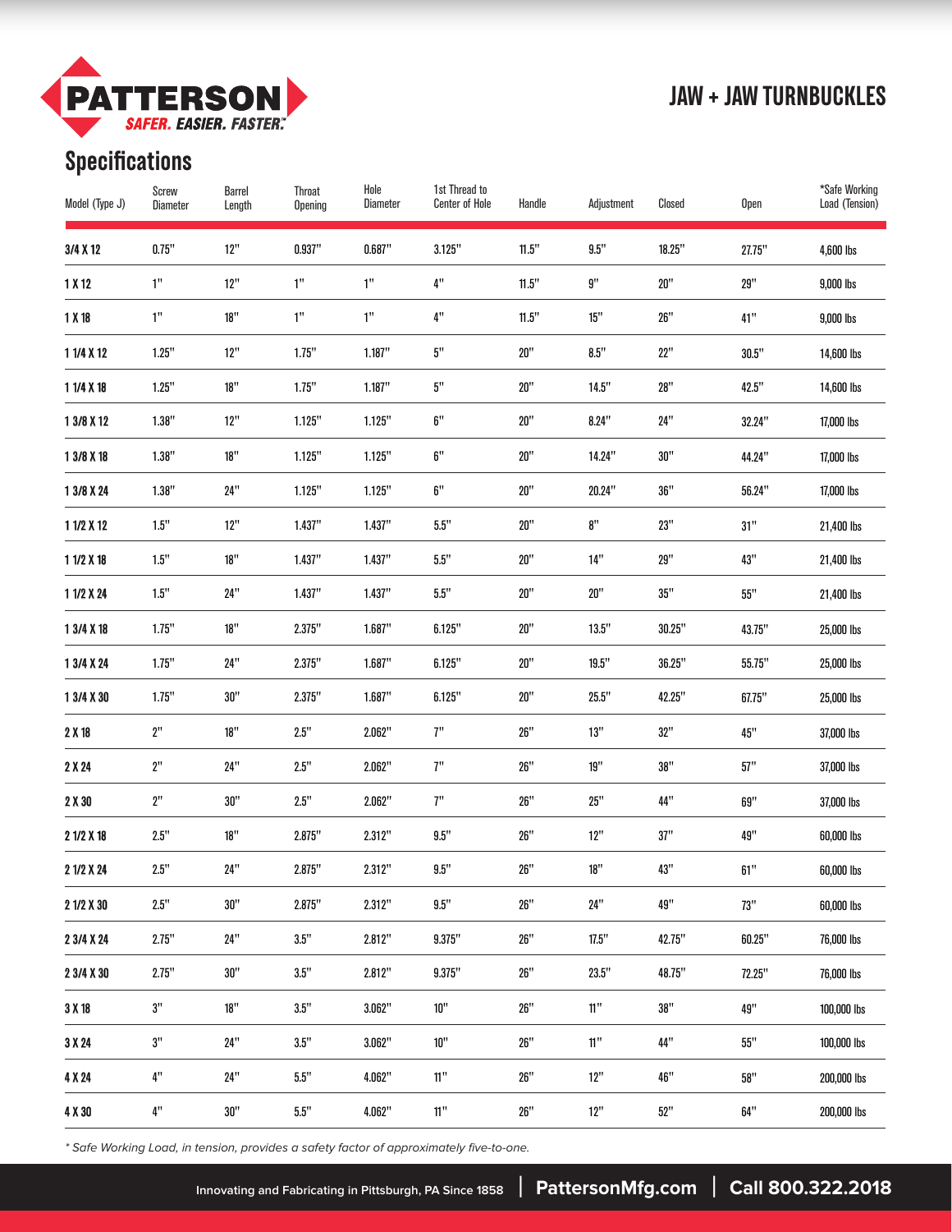# JAW + JAW TURNBUCKLES

## Specifications

| Model (Type J) | Screw Diameter | Barrel Length | Throat Opening | Hole Diameter | 1st Thread to Center of Hole | Handle | Adjustment | Closed | Open | *Safe Working Load (Tension) |
|---|---|---|---|---|---|---|---|---|---|---|
| 3/4 X 12 | 0.75" | 12" | 0.937" | 0.687" | 3.125" | 11.5" | 9.5" | 18.25" | 27.75" | 4,600 lbs |
| 1 X 12 | 1" | 12" | 1" | 1" | 4" | 11.5" | 9" | 20" | 29" | 9,000 lbs |
| 1 X 18 | 1" | 18" | 1" | 1" | 4" | 11.5" | 15" | 26" | 41" | 9,000 lbs |
| 1 1/4 X 12 | 1.25" | 12" | 1.75" | 1.187" | 5" | 20" | 8.5" | 22" | 30.5" | 14,600 lbs |
| 1 1/4 X 18 | 1.25" | 18" | 1.75" | 1.187" | 5" | 20" | 14.5" | 28" | 42.5" | 14,600 lbs |
| 1 3/8 X 12 | 1.38" | 12" | 1.125" | 1.125" | 6" | 20" | 8.24" | 24" | 32.24" | 17,000 lbs |
| 1 3/8 X 18 | 1.38" | 18" | 1.125" | 1.125" | 6" | 20" | 14.24" | 30" | 44.24" | 17,000 lbs |
| 1 3/8 X 24 | 1.38" | 24" | 1.125" | 1.125" | 6" | 20" | 20.24" | 36" | 56.24" | 17,000 lbs |
| 1 1/2 X 12 | 1.5" | 12" | 1.437" | 1.437" | 5.5" | 20" | 8" | 23" | 31" | 21,400 lbs |
| 1 1/2 X 18 | 1.5" | 18" | 1.437" | 1.437" | 5.5" | 20" | 14" | 29" | 43" | 21,400 lbs |
| 1 1/2 X 24 | 1.5" | 24" | 1.437" | 1.437" | 5.5" | 20" | 20" | 35" | 55" | 21,400 lbs |
| 1 3/4 X 18 | 1.75" | 18" | 2.375" | 1.687" | 6.125" | 20" | 13.5" | 30.25" | 43.75" | 25,000 lbs |
| 1 3/4 X 24 | 1.75" | 24" | 2.375" | 1.687" | 6.125" | 20" | 19.5" | 36.25" | 55.75" | 25,000 lbs |
| 1 3/4 X 30 | 1.75" | 30" | 2.375" | 1.687" | 6.125" | 20" | 25.5" | 42.25" | 67.75" | 25,000 lbs |
| 2 X 18 | 2" | 18" | 2.5" | 2.062" | 7" | 26" | 13" | 32" | 45" | 37,000 lbs |
| 2 X 24 | 2" | 24" | 2.5" | 2.062" | 7" | 26" | 19" | 38" | 57" | 37,000 lbs |
| 2 X 30 | 2" | 30" | 2.5" | 2.062" | 7" | 26" | 25" | 44" | 69" | 37,000 lbs |
| 2 1/2 X 18 | 2.5" | 18" | 2.875" | 2.312" | 9.5" | 26" | 12" | 37" | 49" | 60,000 lbs |
| 2 1/2 X 24 | 2.5" | 24" | 2.875" | 2.312" | 9.5" | 26" | 18" | 43" | 61" | 60,000 lbs |
| 2 1/2 X 30 | 2.5" | 30" | 2.875" | 2.312" | 9.5" | 26" | 24" | 49" | 73" | 60,000 lbs |
| 2 3/4 X 24 | 2.75" | 24" | 3.5" | 2.812" | 9.375" | 26" | 17.5" | 42.75" | 60.25" | 76,000 lbs |
| 2 3/4 X 30 | 2.75" | 30" | 3.5" | 2.812" | 9.375" | 26" | 23.5" | 48.75" | 72.25" | 76,000 lbs |
| 3 X 18 | 3" | 18" | 3.5" | 3.062" | 10" | 26" | 11" | 38" | 49" | 100,000 lbs |
| 3 X 24 | 3" | 24" | 3.5" | 3.062" | 10" | 26" | 11" | 44" | 55" | 100,000 lbs |
| 4 X 24 | 4" | 24" | 5.5" | 4.062" | 11" | 26" | 12" | 46" | 58" | 200,000 lbs |
| 4 X 30 | 4" | 30" | 5.5" | 4.062" | 11" | 26" | 12" | 52" | 64" | 200,000 lbs |

*\* Safe Working Load, in tension, provides a safety factor of approximately five-to-one.*

Innovating and Fabricating in Pittsburgh, PA Since 1858 | PattersonMfg.com | Call 800.322.2018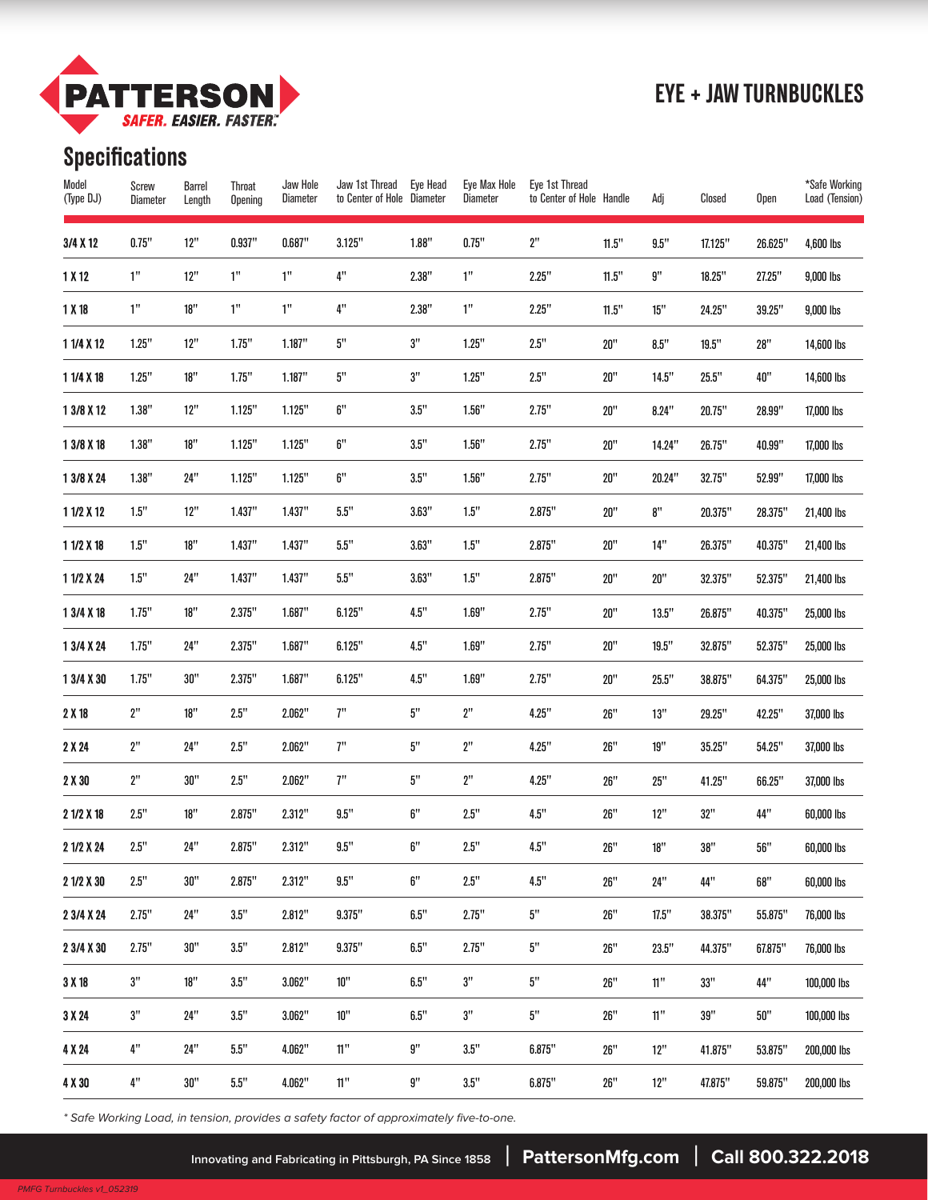# EYE + JAW TURNBUCKLES

## Specifications

| Model (Type DJ) | Screw Diameter | Barrel Length | Throat Opening | Jaw Hole Diameter | Jaw 1st Thread to Center of Hole | Eye Head Diameter | Eye Max Hole Diameter | Eye 1st Thread to Center of Hole | Handle | Adj | Closed | Open | *Safe Working Load (Tension) |
|---|---|---|---|---|---|---|---|---|---|---|---|---|---|
| 3/4 X 12 | 0.75" | 12" | 0.937" | 0.687" | 3.125" | 1.88" | 0.75" | 2" | 11.5" | 9.5" | 17.125" | 26.625" | 4,600 lbs |
| 1 X 12 | 1" | 12" | 1" | 1" | 4" | 2.38" | 1" | 2.25" | 11.5" | 9" | 18.25" | 27.25" | 9,000 lbs |
| 1 X 18 | 1" | 18" | 1" | 1" | 4" | 2.38" | 1" | 2.25" | 11.5" | 15" | 24.25" | 39.25" | 9,000 lbs |
| 1 1/4 X 12 | 1.25" | 12" | 1.75" | 1.187" | 5" | 3" | 1.25" | 2.5" | 20" | 8.5" | 19.5" | 28" | 14,600 lbs |
| 1 1/4 X 18 | 1.25" | 18" | 1.75" | 1.187" | 5" | 3" | 1.25" | 2.5" | 20" | 14.5" | 25.5" | 40" | 14,600 lbs |
| 1 3/8 X 12 | 1.38" | 12" | 1.125" | 1.125" | 6" | 3.5" | 1.56" | 2.75" | 20" | 8.24" | 20.75" | 28.99" | 17,000 lbs |
| 1 3/8 X 18 | 1.38" | 18" | 1.125" | 1.125" | 6" | 3.5" | 1.56" | 2.75" | 20" | 14.24" | 26.75" | 40.99" | 17,000 lbs |
| 1 3/8 X 24 | 1.38" | 24" | 1.125" | 1.125" | 6" | 3.5" | 1.56" | 2.75" | 20" | 20.24" | 32.75" | 52.99" | 17,000 lbs |
| 1 1/2 X 12 | 1.5" | 12" | 1.437" | 1.437" | 5.5" | 3.63" | 1.5" | 2.875" | 20" | 8" | 20.375" | 28.375" | 21,400 lbs |
| 1 1/2 X 18 | 1.5" | 18" | 1.437" | 1.437" | 5.5" | 3.63" | 1.5" | 2.875" | 20" | 14" | 26.375" | 40.375" | 21,400 lbs |
| 1 1/2 X 24 | 1.5" | 24" | 1.437" | 1.437" | 5.5" | 3.63" | 1.5" | 2.875" | 20" | 20" | 32.375" | 52.375" | 21,400 lbs |
| 1 3/4 X 18 | 1.75" | 18" | 2.375" | 1.687" | 6.125" | 4.5" | 1.69" | 2.75" | 20" | 13.5" | 26.875" | 40.375" | 25,000 lbs |
| 1 3/4 X 24 | 1.75" | 24" | 2.375" | 1.687" | 6.125" | 4.5" | 1.69" | 2.75" | 20" | 19.5" | 32.875" | 52.375" | 25,000 lbs |
| 1 3/4 X 30 | 1.75" | 30" | 2.375" | 1.687" | 6.125" | 4.5" | 1.69" | 2.75" | 20" | 25.5" | 38.875" | 64.375" | 25,000 lbs |
| 2 X 18 | 2" | 18" | 2.5" | 2.062" | 7" | 5" | 2" | 4.25" | 26" | 13" | 29.25" | 42.25" | 37,000 lbs |
| 2 X 24 | 2" | 24" | 2.5" | 2.062" | 7" | 5" | 2" | 4.25" | 26" | 19" | 35.25" | 54.25" | 37,000 lbs |
| 2 X 30 | 2" | 30" | 2.5" | 2.062" | 7" | 5" | 2" | 4.25" | 26" | 25" | 41.25" | 66.25" | 37,000 lbs |
| 2 1/2 X 18 | 2.5" | 18" | 2.875" | 2.312" | 9.5" | 6" | 2.5" | 4.5" | 26" | 12" | 32" | 44" | 60,000 lbs |
| 2 1/2 X 24 | 2.5" | 24" | 2.875" | 2.312" | 9.5" | 6" | 2.5" | 4.5" | 26" | 18" | 38" | 56" | 60,000 lbs |
| 2 1/2 X 30 | 2.5" | 30" | 2.875" | 2.312" | 9.5" | 6" | 2.5" | 4.5" | 26" | 24" | 44" | 68" | 60,000 lbs |
| 2 3/4 X 24 | 2.75" | 24" | 3.5" | 2.812" | 9.375" | 6.5" | 2.75" | 5" | 26" | 17.5" | 38.375" | 55.875" | 76,000 lbs |
| 2 3/4 X 30 | 2.75" | 30" | 3.5" | 2.812" | 9.375" | 6.5" | 2.75" | 5" | 26" | 23.5" | 44.375" | 67.875" | 76,000 lbs |
| 3 X 18 | 3" | 18" | 3.5" | 3.062" | 10" | 6.5" | 3" | 5" | 26" | 11" | 33" | 44" | 100,000 lbs |
| 3 X 24 | 3" | 24" | 3.5" | 3.062" | 10" | 6.5" | 3" | 5" | 26" | 11" | 39" | 50" | 100,000 lbs |
| 4 X 24 | 4" | 24" | 5.5" | 4.062" | 11" | 9" | 3.5" | 6.875" | 26" | 12" | 41.875" | 53.875" | 200,000 lbs |
| 4 X 30 | 4" | 30" | 5.5" | 4.062" | 11" | 9" | 3.5" | 6.875" | 26" | 12" | 47.875" | 59.875" | 200,000 lbs |

*\* Safe Working Load, in tension, provides a safety factor of approximately five-to-one.*

Innovating and Fabricating in Pittsburgh, PA Since 1858 | PattersonMfg.com | Call 800.322.2018

PMFG Turnbuckles v1_052319